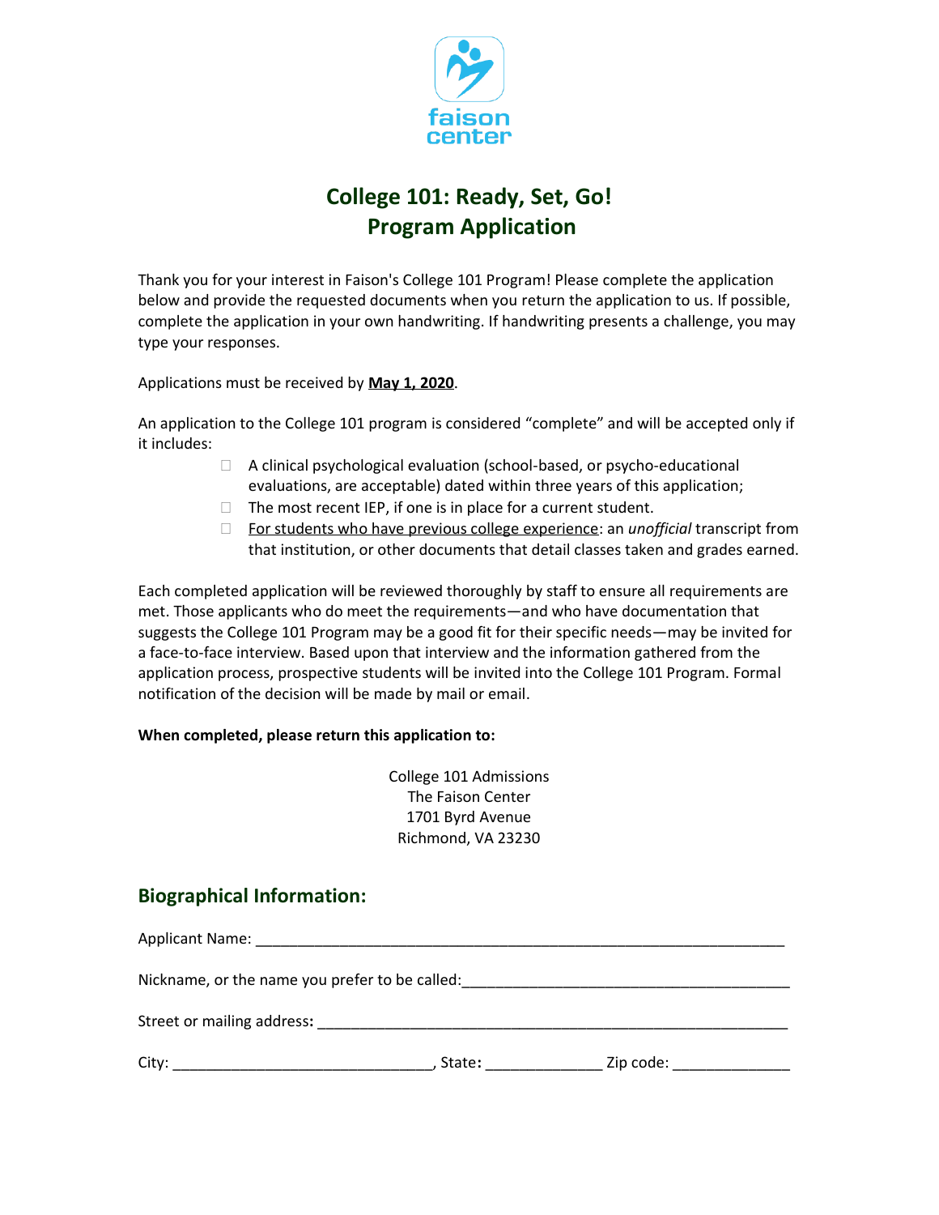faison center

# College 101: Ready, Set, Go!
# Program Application

Thank you for your interest in Faison's College 101 Program! Please complete the application below and provide the requested documents when you return the application to us. If possible, complete the application in your own handwriting. If handwriting presents a challenge, you may type your responses.

Applications must be received by **May 1, 2020**.

An application to the College 101 program is considered "complete" and will be accepted only if it includes:

- ☐ A clinical psychological evaluation (school-based, or psycho-educational evaluations, are acceptable) dated within three years of this application;
- ☐ The most recent IEP, if one is in place for a current student.
- ☐ For students who have previous college experience: an *unofficial* transcript from that institution, or other documents that detail classes taken and grades earned.

Each completed application will be reviewed thoroughly by staff to ensure all requirements are met. Those applicants who do meet the requirements—and who have documentation that suggests the College 101 Program may be a good fit for their specific needs—may be invited for a face-to-face interview. Based upon that interview and the information gathered from the application process, prospective students will be invited into the College 101 Program. Formal notification of the decision will be made by mail or email.

**When completed, please return this application to:**

College 101 Admissions
The Faison Center
1701 Byrd Avenue
Richmond, VA 23230

## Biographical Information:

Applicant Name: ________________________________________________________________

Nickname, or the name you prefer to be called:________________________________________

Street or mailing address**:** ______________________________________________________

City: ______________________________, State**:** _____________ Zip code: _____________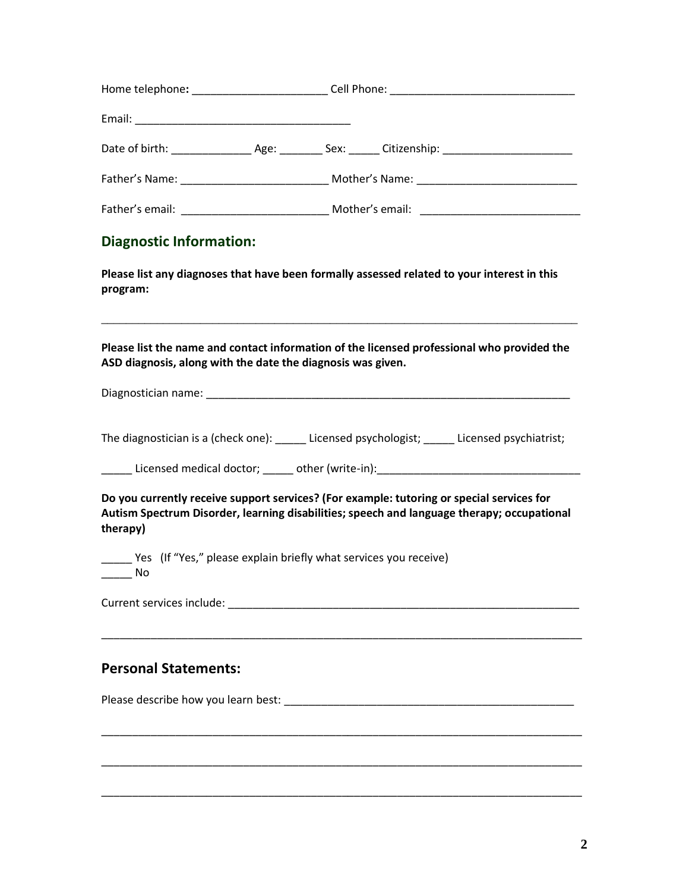Home telephone: ______________________ Cell Phone: ______________________________

Email: ___________________________________

Date of birth: _____________ Age: _______ Sex: _____ Citizenship: _____________________

Father's Name: ________________________ Mother's Name: __________________________

Father's email: ________________________ Mother's email: __________________________

## Diagnostic Information:

**Please list any diagnoses that have been formally assessed related to your interest in this program:**

_______________________________________________________________________________

**Please list the name and contact information of the licensed professional who provided the ASD diagnosis, along with the date the diagnosis was given.**

Diagnostician name: ____________________________________________________________

The diagnostician is a (check one): _____ Licensed psychologist; _____ Licensed psychiatrist;

_____ Licensed medical doctor; _____ other (write-in):_________________________________

**Do you currently receive support services? (For example: tutoring or special services for Autism Spectrum Disorder, learning disabilities; speech and language therapy; occupational therapy)**

_____ Yes (If "Yes," please explain briefly what services you receive)
_____ No

Current services include: ___________________________________________________________

_______________________________________________________________________________

## Personal Statements:

Please describe how you learn best: _______________________________________________

_______________________________________________________________________________

_______________________________________________________________________________

_______________________________________________________________________________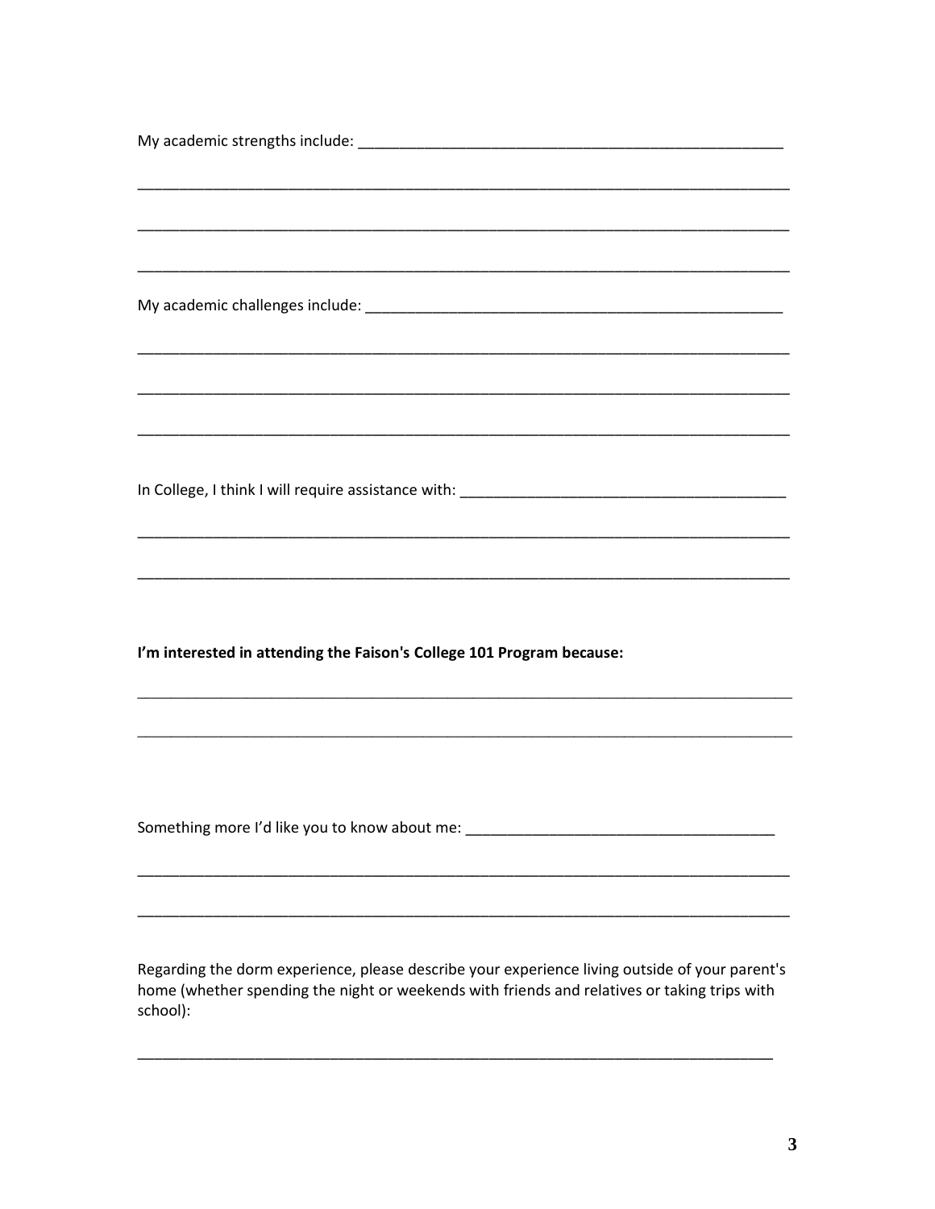My academic strengths include: ____________________________________________________

________________________________________________________________________________

________________________________________________________________________________

________________________________________________________________________________

My academic challenges include: ___________________________________________________

________________________________________________________________________________

________________________________________________________________________________

________________________________________________________________________________

In College, I think I will require assistance with: _______________________________________

________________________________________________________________________________

________________________________________________________________________________

**I'm interested in attending the Faison's College 101 Program because:**

________________________________________________________________________________

________________________________________________________________________________

Something more I'd like you to know about me: ____________________________________

________________________________________________________________________________

________________________________________________________________________________

Regarding the dorm experience, please describe your experience living outside of your parent's home (whether spending the night or weekends with friends and relatives or taking trips with school):

______________________________________________________________________________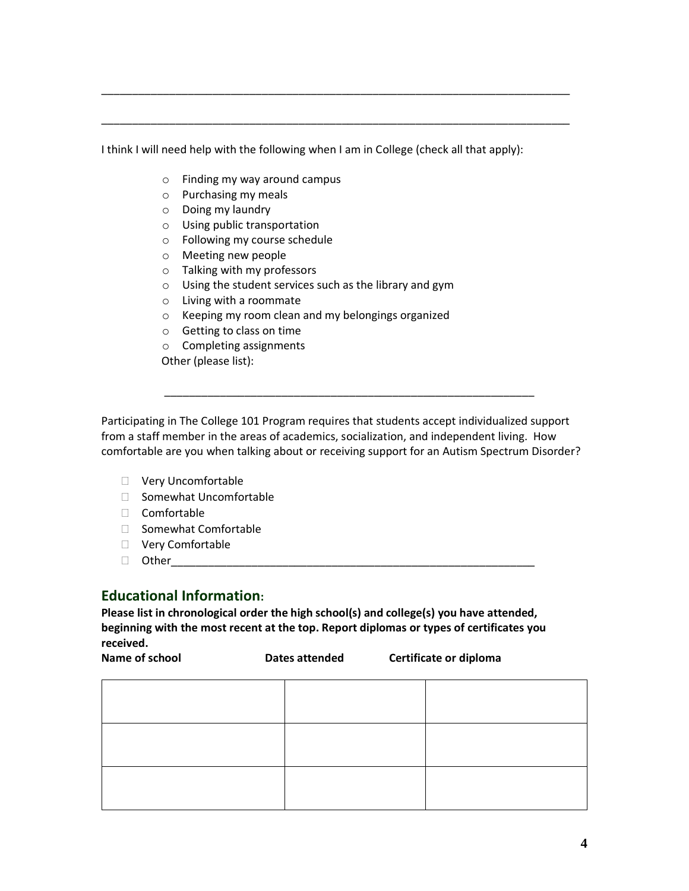\_\_\_\_\_\_\_\_\_\_\_\_\_\_\_\_\_\_\_\_\_\_\_\_\_\_\_\_\_\_\_\_\_\_\_\_\_\_\_\_\_\_\_\_\_\_\_\_\_\_\_\_\_\_\_\_\_\_\_\_\_\_\_\_\_\_\_\_\_\_\_\_\_\_

\_\_\_\_\_\_\_\_\_\_\_\_\_\_\_\_\_\_\_\_\_\_\_\_\_\_\_\_\_\_\_\_\_\_\_\_\_\_\_\_\_\_\_\_\_\_\_\_\_\_\_\_\_\_\_\_\_\_\_\_\_\_\_\_\_\_\_\_\_\_\_\_\_\_

I think I will need help with the following when I am in College (check all that apply):

- ○ Finding my way around campus
- ○ Purchasing my meals
- ○ Doing my laundry
- ○ Using public transportation
- ○ Following my course schedule
- ○ Meeting new people
- ○ Talking with my professors
- ○ Using the student services such as the library and gym
- ○ Living with a roommate
- ○ Keeping my room clean and my belongings organized
- ○ Getting to class on time
- ○ Completing assignments

Other (please list):

\_\_\_\_\_\_\_\_\_\_\_\_\_\_\_\_\_\_\_\_\_\_\_\_\_\_\_\_\_\_\_\_\_\_\_\_\_\_\_\_\_\_\_\_\_\_\_\_\_\_\_\_\_\_\_\_\_\_\_\_

Participating in The College 101 Program requires that students accept individualized support from a staff member in the areas of academics, socialization, and independent living. How comfortable are you when talking about or receiving support for an Autism Spectrum Disorder?

- ☐ Very Uncomfortable
- ☐ Somewhat Uncomfortable
- ☐ Comfortable
- ☐ Somewhat Comfortable
- ☐ Very Comfortable
- ☐ Other\_\_\_\_\_\_\_\_\_\_\_\_\_\_\_\_\_\_\_\_\_\_\_\_\_\_\_\_\_\_\_\_\_\_\_\_\_\_\_\_\_\_\_\_\_\_\_\_\_\_\_\_\_\_\_\_\_\_\_\_

## Educational Information:

**Please list in chronological order the high school(s) and college(s) you have attended, beginning with the most recent at the top. Report diplomas or types of certificates you received.**

| Name of school | Dates attended | Certificate or diploma |
|---|---|---|
| | | |
| | | |
| | | |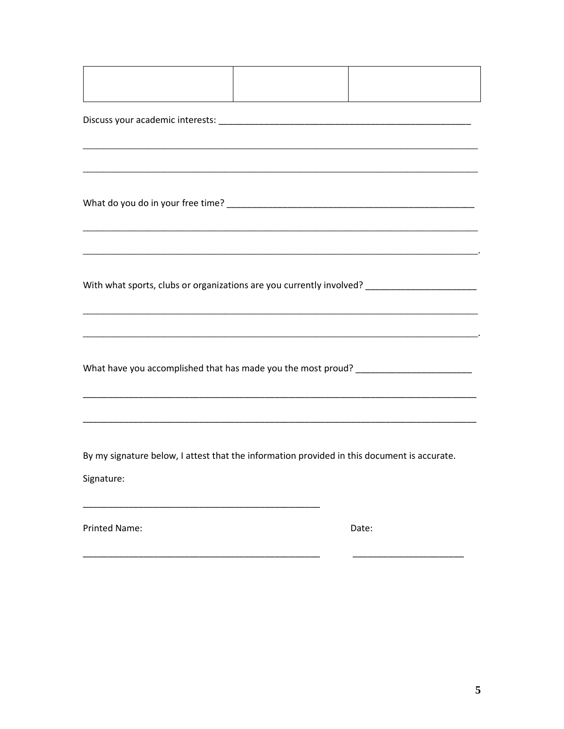| | | |
|---|---|---|
| | | |

Discuss your academic interests: ____________________________________________________

______________________________________________________________________________

______________________________________________________________________________

What do you do in your free time? ___________________________________________________

______________________________________________________________________________

______________________________________________________________________________.

With what sports, clubs or organizations are you currently involved? ______________________

______________________________________________________________________________

______________________________________________________________________________.

What have you accomplished that has made you the most proud? _______________________

______________________________________________________________________________

______________________________________________________________________________

By my signature below, I attest that the information provided in this document is accurate.

Signature:

_______________________________________________

Printed Name: Date:

_______________________________________________ ______________________